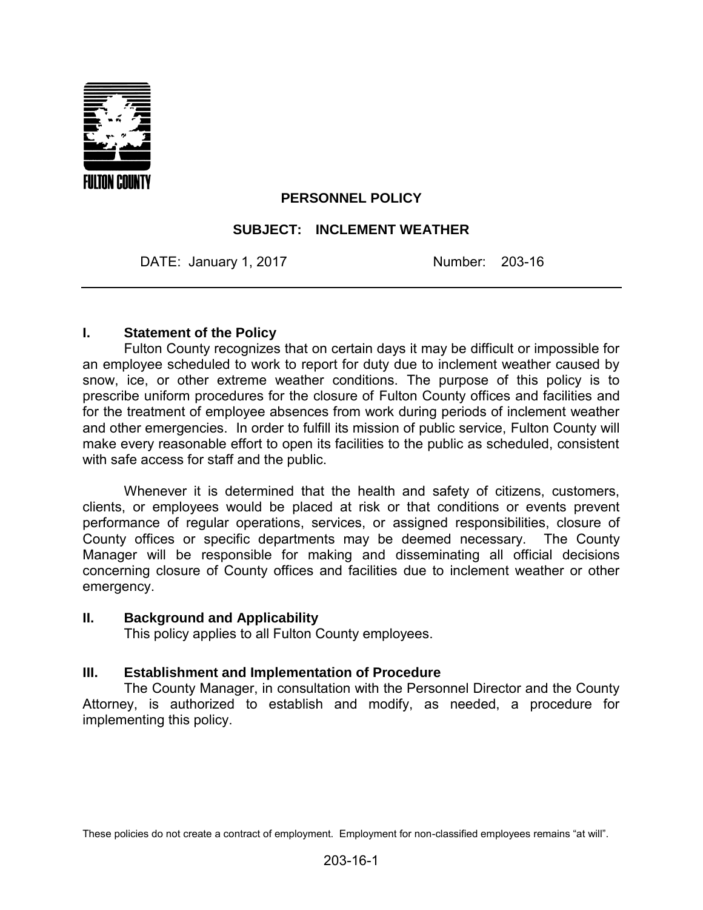FULTON COUNTY

# PERSONNEL POLICY

## SUBJECT: INCLEMENT WEATHER

DATE: January 1, 2017 Number: 203-16

---

### I. Statement of the Policy

Fulton County recognizes that on certain days it may be difficult or impossible for an employee scheduled to work to report for duty due to inclement weather caused by snow, ice, or other extreme weather conditions. The purpose of this policy is to prescribe uniform procedures for the closure of Fulton County offices and facilities and for the treatment of employee absences from work during periods of inclement weather and other emergencies. In order to fulfill its mission of public service, Fulton County will make every reasonable effort to open its facilities to the public as scheduled, consistent with safe access for staff and the public.

Whenever it is determined that the health and safety of citizens, customers, clients, or employees would be placed at risk or that conditions or events prevent performance of regular operations, services, or assigned responsibilities, closure of County offices or specific departments may be deemed necessary. The County Manager will be responsible for making and disseminating all official decisions concerning closure of County offices and facilities due to inclement weather or other emergency.

### II. Background and Applicability

This policy applies to all Fulton County employees.

### III. Establishment and Implementation of Procedure

The County Manager, in consultation with the Personnel Director and the County Attorney, is authorized to establish and modify, as needed, a procedure for implementing this policy.

These policies do not create a contract of employment. Employment for non-classified employees remains "at will".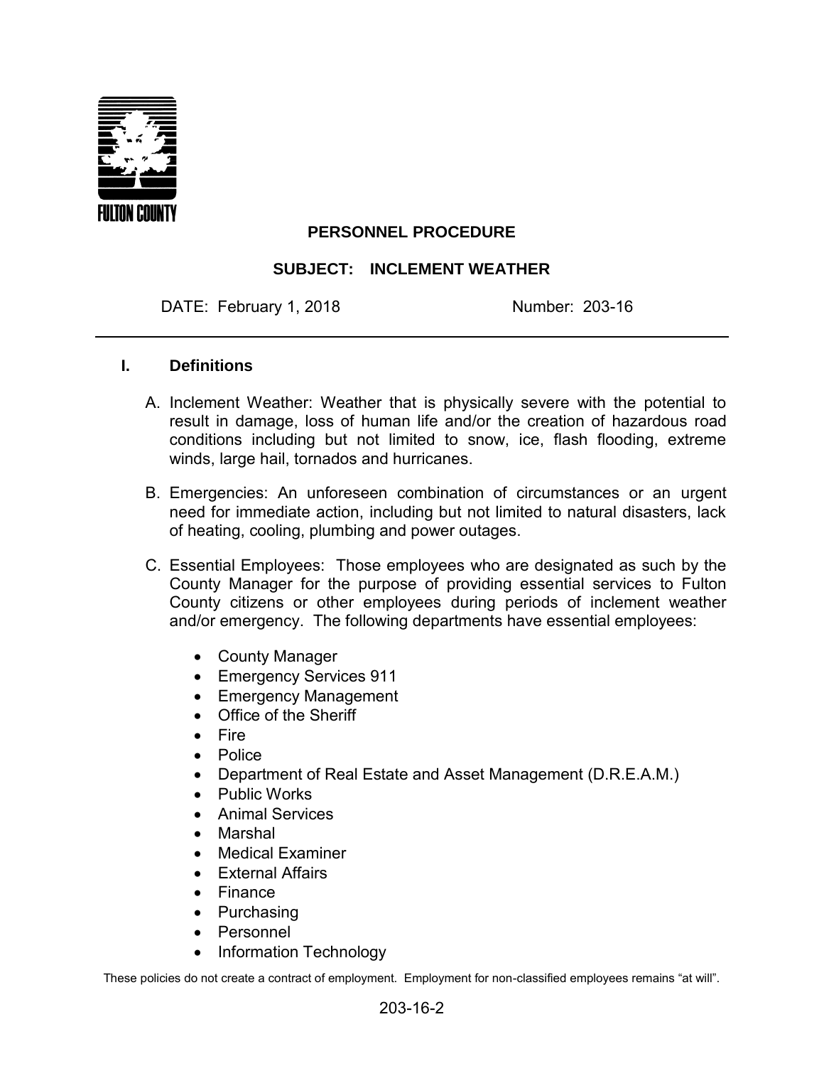FULTON COUNTY

**PERSONNEL PROCEDURE**

**SUBJECT: INCLEMENT WEATHER**

DATE: February 1, 2018 Number: 203-16

## I. Definitions

A. Inclement Weather: Weather that is physically severe with the potential to result in damage, loss of human life and/or the creation of hazardous road conditions including but not limited to snow, ice, flash flooding, extreme winds, large hail, tornados and hurricanes.

B. Emergencies: An unforeseen combination of circumstances or an urgent need for immediate action, including but not limited to natural disasters, lack of heating, cooling, plumbing and power outages.

C. Essential Employees: Those employees who are designated as such by the County Manager for the purpose of providing essential services to Fulton County citizens or other employees during periods of inclement weather and/or emergency. The following departments have essential employees:

- County Manager
- Emergency Services 911
- Emergency Management
- Office of the Sheriff
- Fire
- Police
- Department of Real Estate and Asset Management (D.R.E.A.M.)
- Public Works
- Animal Services
- Marshal
- Medical Examiner
- External Affairs
- Finance
- Purchasing
- Personnel
- Information Technology

These policies do not create a contract of employment. Employment for non-classified employees remains "at will".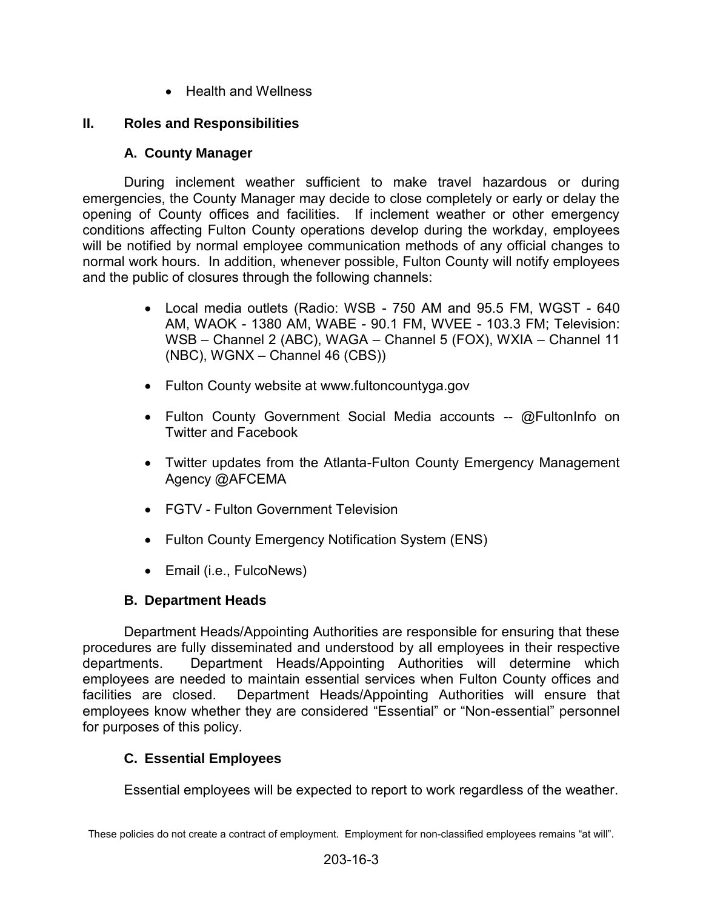- Health and Wellness

## II. Roles and Responsibilities

### A. County Manager

During inclement weather sufficient to make travel hazardous or during emergencies, the County Manager may decide to close completely or early or delay the opening of County offices and facilities. If inclement weather or other emergency conditions affecting Fulton County operations develop during the workday, employees will be notified by normal employee communication methods of any official changes to normal work hours. In addition, whenever possible, Fulton County will notify employees and the public of closures through the following channels:

- Local media outlets (Radio: WSB - 750 AM and 95.5 FM, WGST - 640 AM, WAOK - 1380 AM, WABE - 90.1 FM, WVEE - 103.3 FM; Television: WSB – Channel 2 (ABC), WAGA – Channel 5 (FOX), WXIA – Channel 11 (NBC), WGNX – Channel 46 (CBS))
- Fulton County website at www.fultoncountyga.gov
- Fulton County Government Social Media accounts -- @FultonInfo on Twitter and Facebook
- Twitter updates from the Atlanta-Fulton County Emergency Management Agency @AFCEMA
- FGTV - Fulton Government Television
- Fulton County Emergency Notification System (ENS)
- Email (i.e., FulcoNews)

### B. Department Heads

Department Heads/Appointing Authorities are responsible for ensuring that these procedures are fully disseminated and understood by all employees in their respective departments. Department Heads/Appointing Authorities will determine which employees are needed to maintain essential services when Fulton County offices and facilities are closed. Department Heads/Appointing Authorities will ensure that employees know whether they are considered "Essential" or "Non-essential" personnel for purposes of this policy.

### C. Essential Employees

Essential employees will be expected to report to work regardless of the weather.

These policies do not create a contract of employment. Employment for non-classified employees remains "at will".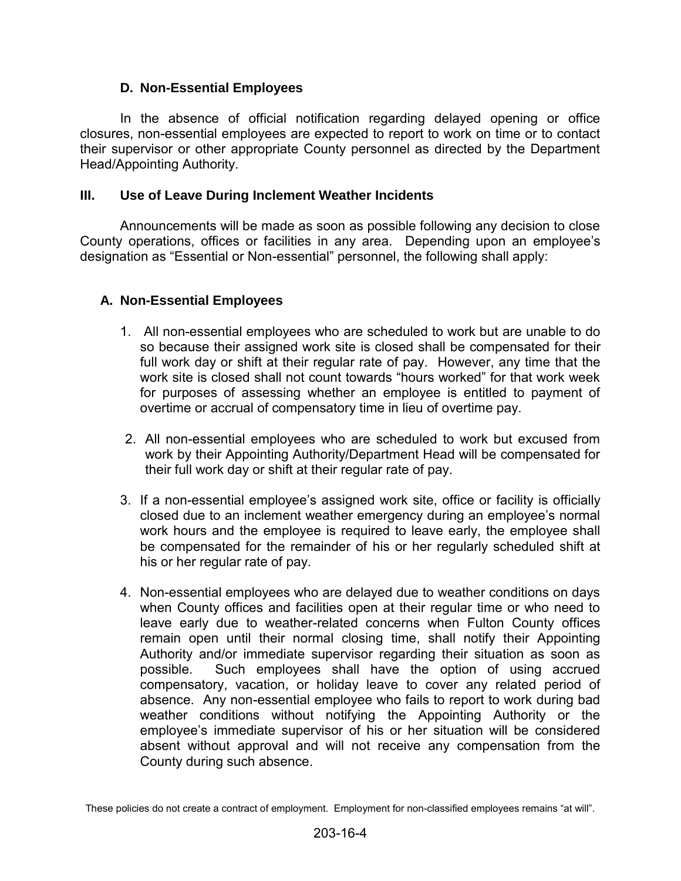### D. Non-Essential Employees

In the absence of official notification regarding delayed opening or office closures, non-essential employees are expected to report to work on time or to contact their supervisor or other appropriate County personnel as directed by the Department Head/Appointing Authority.

## III. Use of Leave During Inclement Weather Incidents

Announcements will be made as soon as possible following any decision to close County operations, offices or facilities in any area. Depending upon an employee's designation as "Essential or Non-essential" personnel, the following shall apply:

### A. Non-Essential Employees

1. All non-essential employees who are scheduled to work but are unable to do so because their assigned work site is closed shall be compensated for their full work day or shift at their regular rate of pay. However, any time that the work site is closed shall not count towards "hours worked" for that work week for purposes of assessing whether an employee is entitled to payment of overtime or accrual of compensatory time in lieu of overtime pay.

2. All non-essential employees who are scheduled to work but excused from work by their Appointing Authority/Department Head will be compensated for their full work day or shift at their regular rate of pay.

3. If a non-essential employee's assigned work site, office or facility is officially closed due to an inclement weather emergency during an employee's normal work hours and the employee is required to leave early, the employee shall be compensated for the remainder of his or her regularly scheduled shift at his or her regular rate of pay.

4. Non-essential employees who are delayed due to weather conditions on days when County offices and facilities open at their regular time or who need to leave early due to weather-related concerns when Fulton County offices remain open until their normal closing time, shall notify their Appointing Authority and/or immediate supervisor regarding their situation as soon as possible. Such employees shall have the option of using accrued compensatory, vacation, or holiday leave to cover any related period of absence. Any non-essential employee who fails to report to work during bad weather conditions without notifying the Appointing Authority or the employee's immediate supervisor of his or her situation will be considered absent without approval and will not receive any compensation from the County during such absence.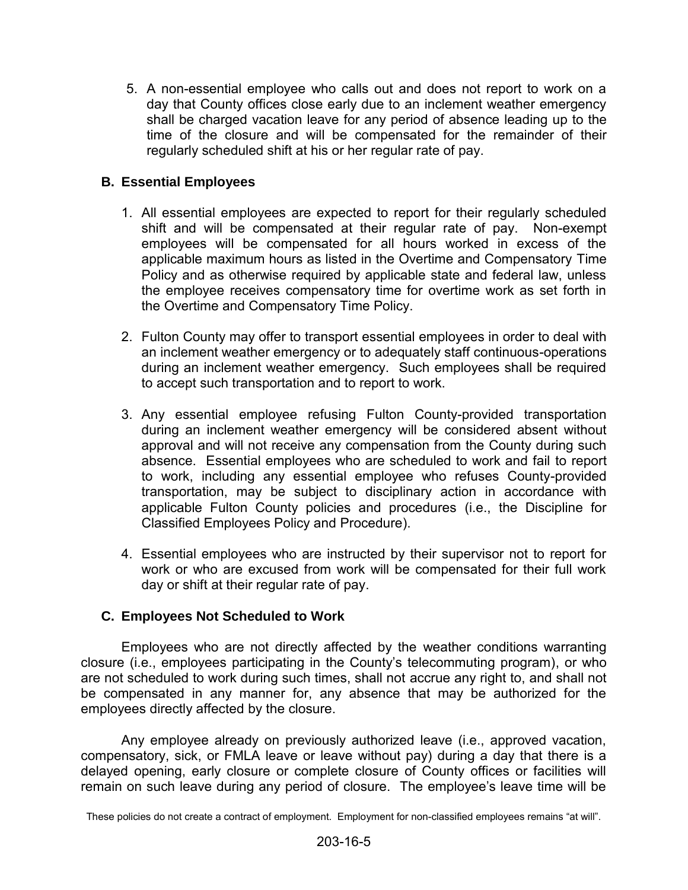5. A non-essential employee who calls out and does not report to work on a day that County offices close early due to an inclement weather emergency shall be charged vacation leave for any period of absence leading up to the time of the closure and will be compensated for the remainder of their regularly scheduled shift at his or her regular rate of pay.

### B. Essential Employees

1. All essential employees are expected to report for their regularly scheduled shift and will be compensated at their regular rate of pay. Non-exempt employees will be compensated for all hours worked in excess of the applicable maximum hours as listed in the Overtime and Compensatory Time Policy and as otherwise required by applicable state and federal law, unless the employee receives compensatory time for overtime work as set forth in the Overtime and Compensatory Time Policy.

2. Fulton County may offer to transport essential employees in order to deal with an inclement weather emergency or to adequately staff continuous-operations during an inclement weather emergency. Such employees shall be required to accept such transportation and to report to work.

3. Any essential employee refusing Fulton County-provided transportation during an inclement weather emergency will be considered absent without approval and will not receive any compensation from the County during such absence. Essential employees who are scheduled to work and fail to report to work, including any essential employee who refuses County-provided transportation, may be subject to disciplinary action in accordance with applicable Fulton County policies and procedures (i.e., the Discipline for Classified Employees Policy and Procedure).

4. Essential employees who are instructed by their supervisor not to report for work or who are excused from work will be compensated for their full work day or shift at their regular rate of pay.

### C. Employees Not Scheduled to Work

Employees who are not directly affected by the weather conditions warranting closure (i.e., employees participating in the County's telecommuting program), or who are not scheduled to work during such times, shall not accrue any right to, and shall not be compensated in any manner for, any absence that may be authorized for the employees directly affected by the closure.

Any employee already on previously authorized leave (i.e., approved vacation, compensatory, sick, or FMLA leave or leave without pay) during a day that there is a delayed opening, early closure or complete closure of County offices or facilities will remain on such leave during any period of closure. The employee's leave time will be

These policies do not create a contract of employment. Employment for non-classified employees remains "at will".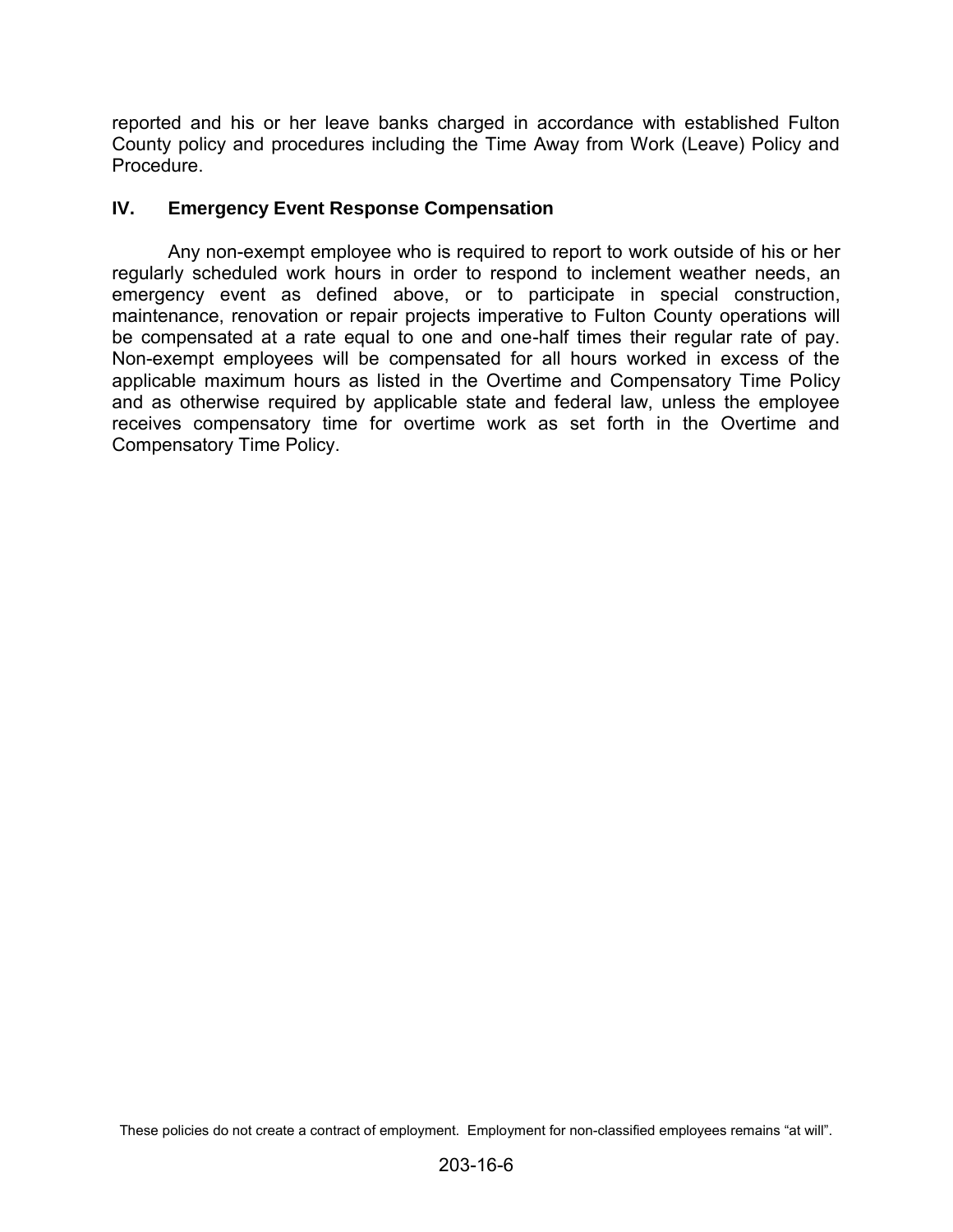reported and his or her leave banks charged in accordance with established Fulton County policy and procedures including the Time Away from Work (Leave) Policy and Procedure.

## IV. Emergency Event Response Compensation

Any non-exempt employee who is required to report to work outside of his or her regularly scheduled work hours in order to respond to inclement weather needs, an emergency event as defined above, or to participate in special construction, maintenance, renovation or repair projects imperative to Fulton County operations will be compensated at a rate equal to one and one-half times their regular rate of pay. Non-exempt employees will be compensated for all hours worked in excess of the applicable maximum hours as listed in the Overtime and Compensatory Time Policy and as otherwise required by applicable state and federal law, unless the employee receives compensatory time for overtime work as set forth in the Overtime and Compensatory Time Policy.